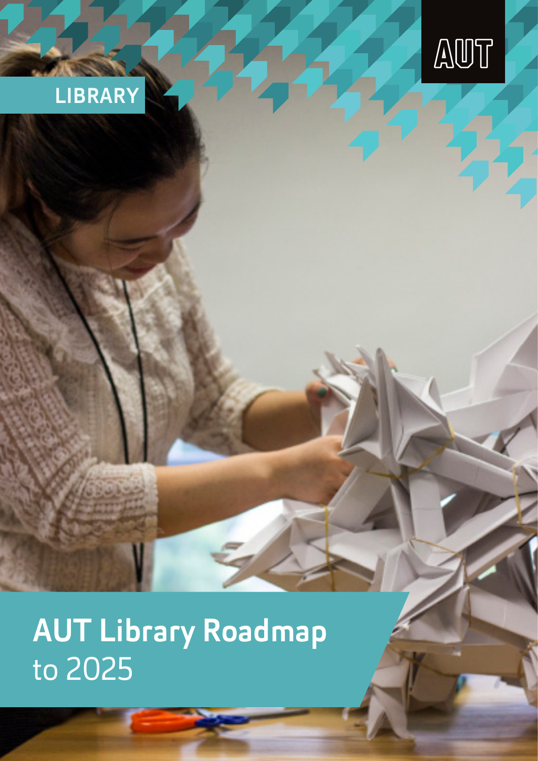LIBRARY

AUT

# AUT Library Roadmap to 2025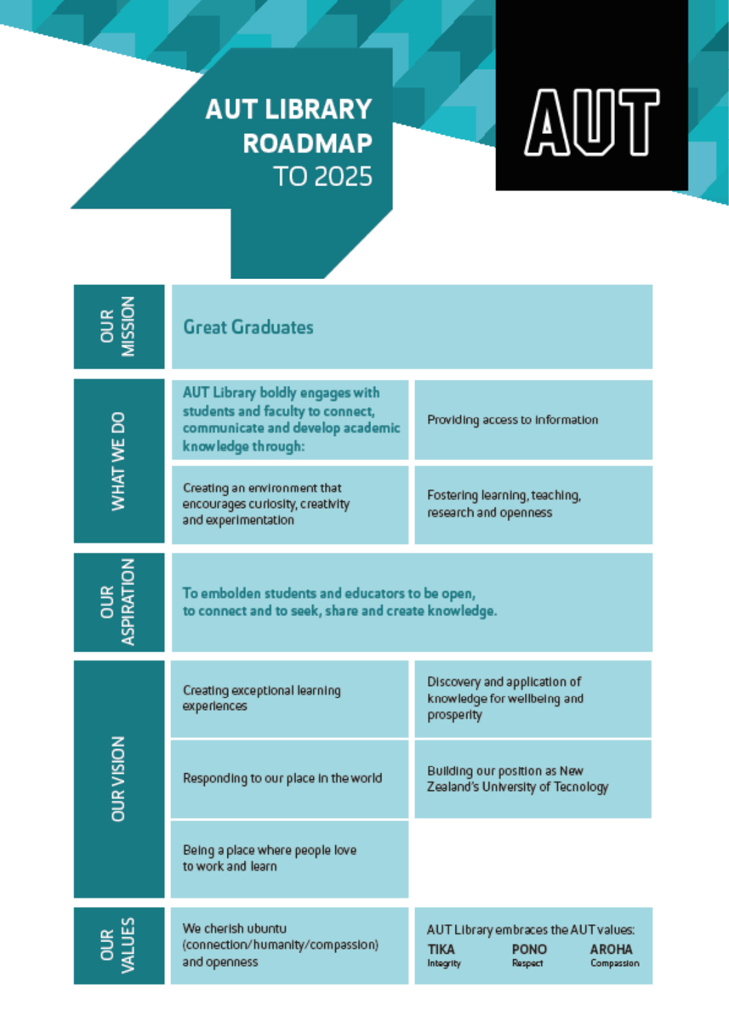# AUT LIBRARY ROADMAP TO 2025

AUT

| | | |
|---|---|---|
| OUR MISSION | Great Graduates | |
| WHAT WE DO | AUT Library boldly engages with students and faculty to connect, communicate and develop academic knowledge through: | Providing access to information |
| | Creating an environment that encourages curiosity, creativity and experimentation | Fostering learning, teaching, research and openness |
| OUR ASPIRATION | To embolden students and educators to be open, to connect and to seek, share and create knowledge. | |
| OUR VISION | Creating exceptional learning experiences | Discovery and application of knowledge for wellbeing and prosperity |
| | Responding to our place in the world | Building our position as New Zealand's University of Tecnology |
| | Being a place where people love to work and learn | |
| OUR VALUES | We cherish ubuntu (connection/humanity/compassion) and openness | AUT Library embraces the AUT values: **TIKA** Integrity **PONO** Respect **AROHA** Compassion |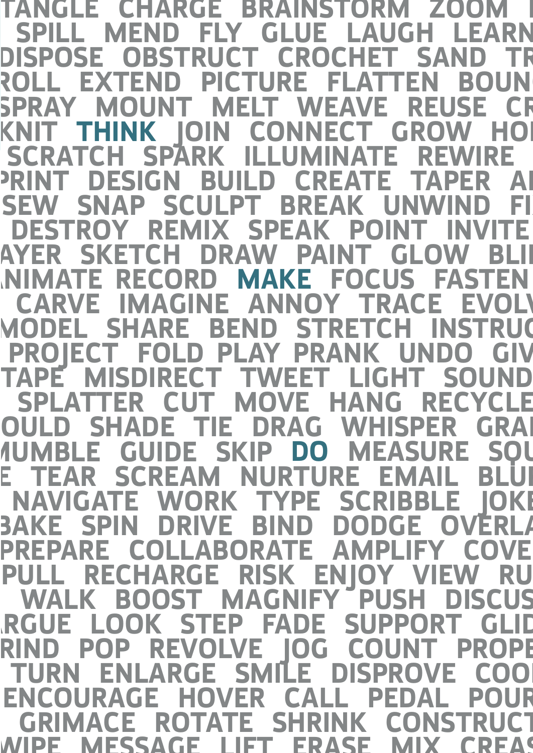TANGLE CHARGE BRAINSTORM ZOOM
SPILL MEND FLY GLUE LAUGH LEARN
DISPOSE OBSTRUCT CROCHET SAND TR
ROLL EXTEND PICTURE FLATTEN BOUN
SPRAY MOUNT MELT WEAVE REUSE CR
KNIT **THINK** JOIN CONNECT GROW HO
SCRATCH SPARK ILLUMINATE REWIRE
PRINT DESIGN BUILD CREATE TAPER A
SEW SNAP SCULPT BREAK UNWIND FI
DESTROY REMIX SPEAK POINT INVITE
AYER SKETCH DRAW PAINT GLOW BLI
NIMATE RECORD **MAKE** FOCUS FASTEN
CARVE IMAGINE ANNOY TRACE EVOL
MODEL SHARE BEND STRETCH INSTRU
PROJECT FOLD PLAY PRANK UNDO GIV
TAPE MISDIRECT TWEET LIGHT SOUND
SPLATTER CUT MOVE HANG RECYCLE
OULD SHADE TIE DRAG WHISPER GRA
MUMBLE GUIDE SKIP **DO** MEASURE SQU
E TEAR SCREAM NURTURE EMAIL BLU
NAVIGATE WORK TYPE SCRIBBLE JOKE
BAKE SPIN DRIVE BIND DODGE OVERL
PREPARE COLLABORATE AMPLIFY COVE
PULL RECHARGE RISK ENJOY VIEW RU
WALK BOOST MAGNIFY PUSH DISCUS
RGUE LOOK STEP FADE SUPPORT GLI
RIND POP REVOLVE JOG COUNT PROPE
TURN ENLARGE SMILE DISPROVE COO
ENCOURAGE HOVER CALL PEDAL POUR
GRIMACE ROTATE SHRINK CONSTRUCT
WIPE MESSAGE LIFT ERASE MIX CREAS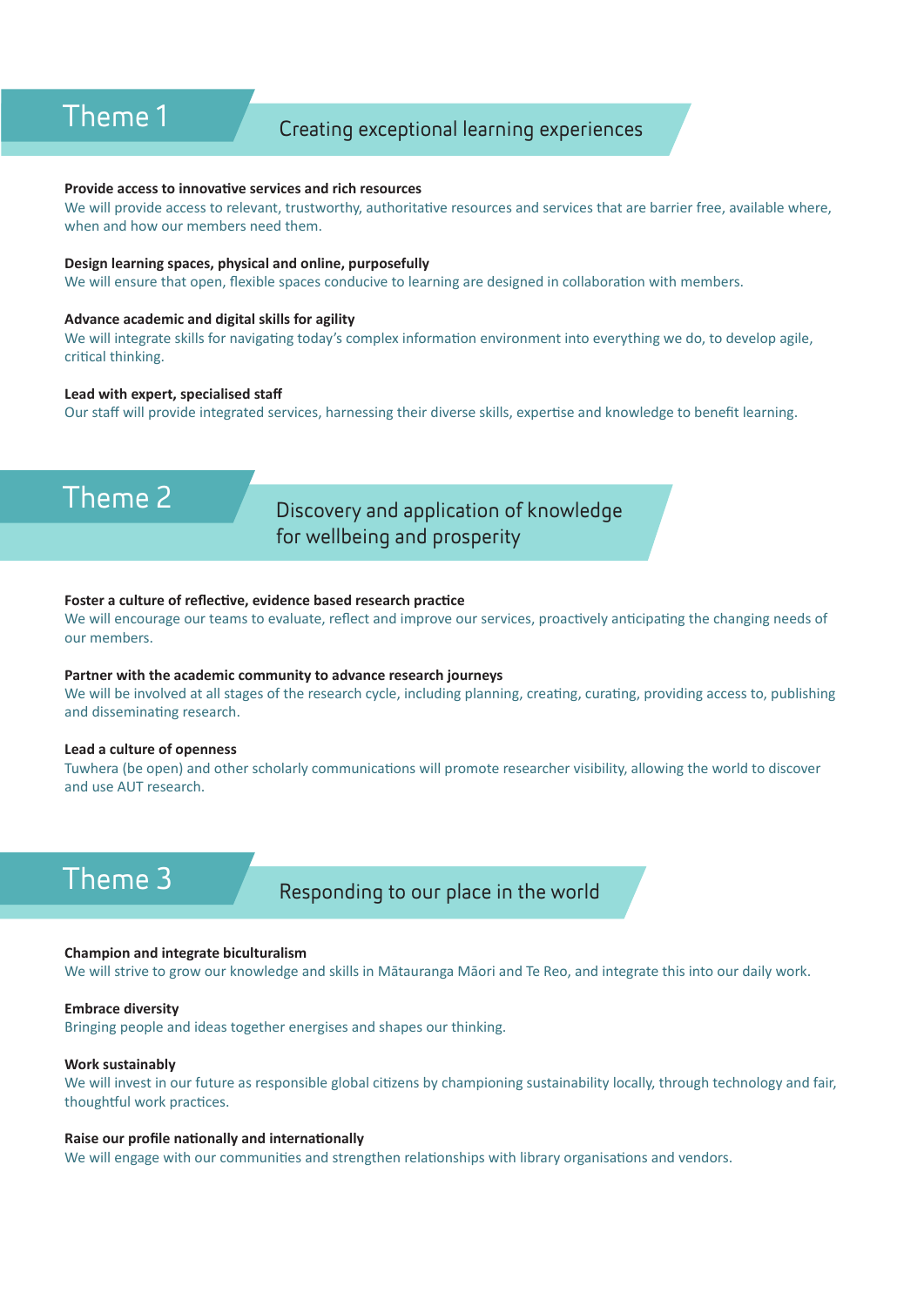## Theme 1

### Creating exceptional learning experiences

**Provide access to innovative services and rich resources**
We will provide access to relevant, trustworthy, authoritative resources and services that are barrier free, available where, when and how our members need them.

**Design learning spaces, physical and online, purposefully**
We will ensure that open, flexible spaces conducive to learning are designed in collaboration with members.

**Advance academic and digital skills for agility**
We will integrate skills for navigating today's complex information environment into everything we do, to develop agile, critical thinking.

**Lead with expert, specialised staff**
Our staff will provide integrated services, harnessing their diverse skills, expertise and knowledge to benefit learning.

## Theme 2

### Discovery and application of knowledge for wellbeing and prosperity

**Foster a culture of reflective, evidence based research practice**
We will encourage our teams to evaluate, reflect and improve our services, proactively anticipating the changing needs of our members.

**Partner with the academic community to advance research journeys**
We will be involved at all stages of the research cycle, including planning, creating, curating, providing access to, publishing and disseminating research.

**Lead a culture of openness**
Tuwhera (be open) and other scholarly communications will promote researcher visibility, allowing the world to discover and use AUT research.

## Theme 3

### Responding to our place in the world

**Champion and integrate biculturalism**
We will strive to grow our knowledge and skills in Mātauranga Māori and Te Reo, and integrate this into our daily work.

**Embrace diversity**
Bringing people and ideas together energises and shapes our thinking.

**Work sustainably**
We will invest in our future as responsible global citizens by championing sustainability locally, through technology and fair, thoughtful work practices.

**Raise our profile nationally and internationally**
We will engage with our communities and strengthen relationships with library organisations and vendors.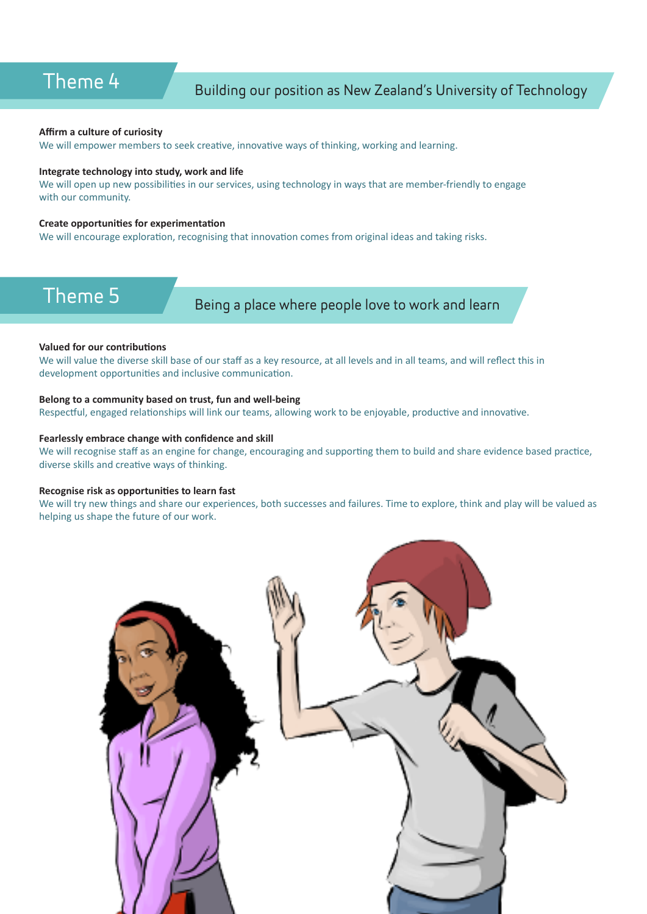## Theme 4

### Building our position as New Zealand's University of Technology

**Affirm a culture of curiosity**
We will empower members to seek creative, innovative ways of thinking, working and learning.

**Integrate technology into study, work and life**
We will open up new possibilities in our services, using technology in ways that are member-friendly to engage with our community.

**Create opportunities for experimentation**
We will encourage exploration, recognising that innovation comes from original ideas and taking risks.

## Theme 5

### Being a place where people love to work and learn

**Valued for our contributions**
We will value the diverse skill base of our staff as a key resource, at all levels and in all teams, and will reflect this in development opportunities and inclusive communication.

**Belong to a community based on trust, fun and well-being**
Respectful, engaged relationships will link our teams, allowing work to be enjoyable, productive and innovative.

**Fearlessly embrace change with confidence and skill**
We will recognise staff as an engine for change, encouraging and supporting them to build and share evidence based practice, diverse skills and creative ways of thinking.

**Recognise risk as opportunities to learn fast**
We will try new things and share our experiences, both successes and failures. Time to explore, think and play will be valued as helping us shape the future of our work.